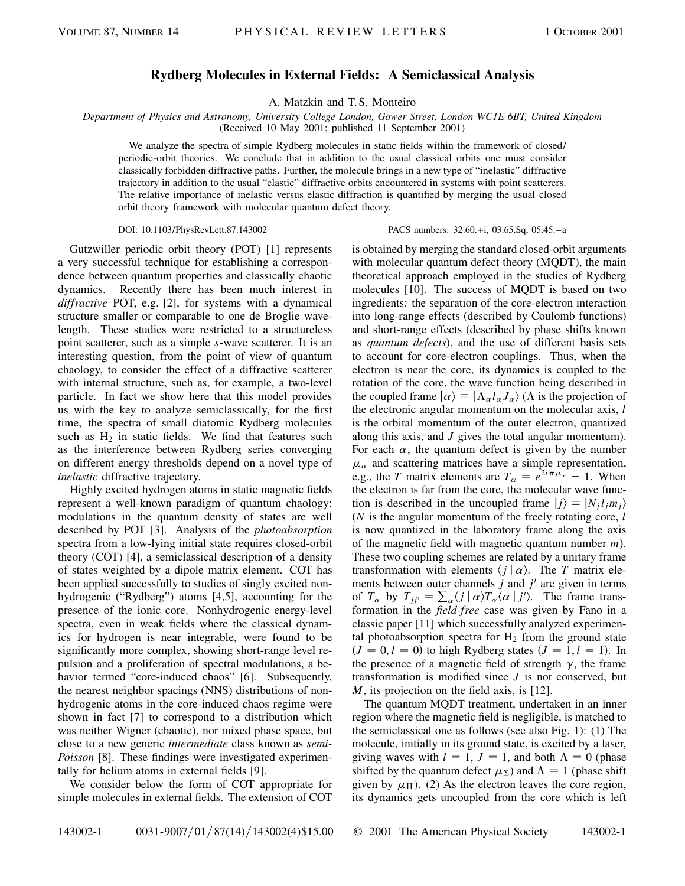# Rydberg Molecules in External Fields: A Semiclassical Analysis

A. Matzkin and T. S. Monteiro

*Department of Physics and Astronomy, University College London, Gower Street, London WC1E 6BT, United Kingdom*
(Received 10 May 2001; published 11 September 2001)

We analyze the spectra of simple Rydberg molecules in static fields within the framework of closed/periodic-orbit theories. We conclude that in addition to the usual classical orbits one must consider classically forbidden diffractive paths. Further, the molecule brings in a new type of "inelastic" diffractive trajectory in addition to the usual "elastic" diffractive orbits encountered in systems with point scatterers. The relative importance of inelastic versus elastic diffraction is quantified by merging the usual closed orbit theory framework with molecular quantum defect theory.

DOI: 10.1103/PhysRevLett.87.143002 PACS numbers: 32.60.+i, 03.65.Sq, 05.45.–a

Gutzwiller periodic orbit theory (POT) [1] represents a very successful technique for establishing a correspondence between quantum properties and classically chaotic dynamics. Recently there has been much interest in *diffractive* POT, e.g. [2], for systems with a dynamical structure smaller or comparable to one de Broglie wavelength. These studies were restricted to a structureless point scatterer, such as a simple $s$-wave scatterer. It is an interesting question, from the point of view of quantum chaology, to consider the effect of a diffractive scatterer with internal structure, such as, for example, a two-level particle. In fact we show here that this model provides us with the key to analyze semiclassically, for the first time, the spectra of small diatomic Rydberg molecules such as $H_2$ in static fields. We find that features such as the interference between Rydberg series converging on different energy thresholds depend on a novel type of *inelastic* diffractive trajectory.

Highly excited hydrogen atoms in static magnetic fields represent a well-known paradigm of quantum chaology: modulations in the quantum density of states are well described by POT [3]. Analysis of the *photoabsorption* spectra from a low-lying initial state requires closed-orbit theory (COT) [4], a semiclassical description of a density of states weighted by a dipole matrix element. COT has been applied successfully to studies of singly excited nonhydrogenic ("Rydberg") atoms [4,5], accounting for the presence of the ionic core. Nonhydrogenic energy-level spectra, even in weak fields where the classical dynamics for hydrogen is near integrable, were found to be significantly more complex, showing short-range level repulsion and a proliferation of spectral modulations, a behavior termed "core-induced chaos" [6]. Subsequently, the nearest neighbor spacings (NNS) distributions of nonhydrogenic atoms in the core-induced chaos regime were shown in fact [7] to correspond to a distribution which was neither Wigner (chaotic), nor mixed phase space, but close to a new generic *intermediate* class known as *semi-Poisson* [8]. These findings were investigated experimentally for helium atoms in external fields [9].

We consider below the form of COT appropriate for simple molecules in external fields. The extension of COT is obtained by merging the standard closed-orbit arguments with molecular quantum defect theory (MQDT), the main theoretical approach employed in the studies of Rydberg molecules [10]. The success of MQDT is based on two ingredients: the separation of the core-electron interaction into long-range effects (described by Coulomb functions) and short-range effects (described by phase shifts known as *quantum defects*), and the use of different basis sets to account for core-electron couplings. Thus, when the electron is near the core, its dynamics is coupled to the rotation of the core, the wave function being described in the coupled frame $|\alpha\rangle \equiv |\Lambda_\alpha l_\alpha J_\alpha\rangle$ ($\Lambda$ is the projection of the electronic angular momentum on the molecular axis, $l$ is the orbital momentum of the outer electron, quantized along this axis, and $J$ gives the total angular momentum). For each $\alpha$, the quantum defect is given by the number $\mu_\alpha$ and scattering matrices have a simple representation, e.g., the $T$ matrix elements are $T_\alpha = e^{2i\pi\mu_\alpha} - 1$. When the electron is far from the core, the molecular wave function is described in the uncoupled frame $|j\rangle \equiv |N_j l_j m_j\rangle$ ($N$ is the angular momentum of the freely rotating core, $l$ is now quantized in the laboratory frame along the axis of the magnetic field with magnetic quantum number $m$). These two coupling schemes are related by a unitary frame transformation with elements $\langle j \mid \alpha\rangle$. The $T$ matrix elements between outer channels $j$ and $j'$ are given in terms of $T_\alpha$ by $T_{jj'} = \sum_\alpha \langle j \mid \alpha\rangle T_\alpha \langle \alpha \mid j'\rangle$. The frame transformation in the *field-free* case was given by Fano in a classic paper [11] which successfully analyzed experimental photoabsorption spectra for $H_2$ from the ground state ($J = 0, l = 0$) to high Rydberg states ($J = 1, l = 1$). In the presence of a magnetic field of strength $\gamma$, the frame transformation is modified since $J$ is not conserved, but $M$, its projection on the field axis, is [12].

The quantum MQDT treatment, undertaken in an inner region where the magnetic field is negligible, is matched to the semiclassical one as follows (see also Fig. 1): (1) The molecule, initially in its ground state, is excited by a laser, giving waves with $l = 1$, $J = 1$, and both $\Lambda = 0$ (phase shifted by the quantum defect $\mu_\Sigma$) and $\Lambda = 1$ (phase shift given by $\mu_\Pi$). (2) As the electron leaves the core region, its dynamics gets uncoupled from the core which is left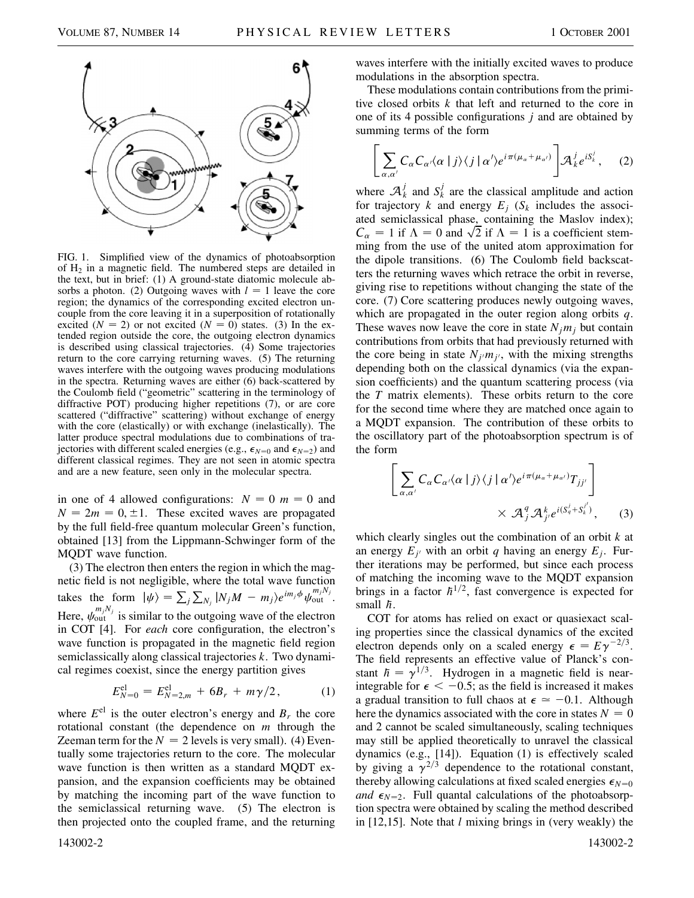FIG. 1. Simplified view of the dynamics of photoabsorption of $H_2$ in a magnetic field. The numbered steps are detailed in the text, but in brief: (1) A ground-state diatomic molecule absorbs a photon. (2) Outgoing waves with $l = 1$ leave the core region; the dynamics of the corresponding excited electron uncouple from the core leaving it in a superposition of rotationally excited ($N = 2$) or not excited ($N = 0$) states. (3) In the extended region outside the core, the outgoing electron dynamics is described using classical trajectories. (4) Some trajectories return to the core carrying returning waves. (5) The returning waves interfere with the outgoing waves producing modulations in the spectra. Returning waves are either (6) back-scattered by the Coulomb field ("geometric" scattering in the terminology of diffractive POT) producing higher repetitions (7), or are core scattered ("diffractive" scattering) without exchange of energy with the core (elastically) or with exchange (inelastically). The latter produce spectral modulations due to combinations of trajectories with different scaled energies (e.g., $\epsilon_{N=0}$ and $\epsilon_{N=2}$) and different classical regimes. They are not seen in atomic spectra and are a new feature, seen only in the molecular spectra.

in one of 4 allowed configurations: $N = 0$ $m = 0$ and $N = 2 m = 0, \pm 1$. These excited waves are propagated by the full field-free quantum molecular Green's function, obtained [13] from the Lippmann-Schwinger form of the MQDT wave function.

(3) The electron then enters the region in which the magnetic field is not negligible, where the total wave function takes the form $|\psi\rangle = \sum_j \sum_{N_j} |N_j M - m_j\rangle e^{i m_j \phi} \psi_{\mathrm{out}}^{m_j N_j}$. Here, $\psi_{\mathrm{out}}^{m_j N_j}$ is similar to the outgoing wave of the electron in COT [4]. For *each* core configuration, the electron's wave function is propagated in the magnetic field region semiclassically along classical trajectories $k$. Two dynamical regimes coexist, since the energy partition gives

$$E_{N=0}^{\mathrm{el}} = E_{N=2,m}^{\mathrm{el}} + 6B_r + m\gamma/2, \tag{1}$$

where $E^{\mathrm{el}}$ is the outer electron's energy and $B_r$ the core rotational constant (the dependence on $m$ through the Zeeman term for the $N = 2$ levels is very small). (4) Eventually some trajectories return to the core. The molecular wave function is then written as a standard MQDT expansion, and the expansion coefficients may be obtained by matching the incoming part of the wave function to the semiclassical returning wave. (5) The electron is then projected onto the coupled frame, and the returning waves interfere with the initially excited waves to produce modulations in the absorption spectra.

These modulations contain contributions from the primitive closed orbits $k$ that left and returned to the core in one of its 4 possible configurations $j$ and are obtained by summing terms of the form

$$\left[\sum_{\alpha,\alpha'} C_\alpha C_{\alpha'} \langle \alpha \mid j \rangle \langle j \mid \alpha' \rangle e^{i\pi(\mu_\alpha + \mu_{\alpha'})}\right] \mathcal{A}_k^j e^{iS_k^j}, \tag{2}$$

where $\mathcal{A}_k^j$ and $S_k^j$ are the classical amplitude and action for trajectory $k$ and energy $E_j$ ($S_k$ includes the associated semiclassical phase, containing the Maslov index); $C_\alpha = 1$ if $\Lambda = 0$ and $\sqrt{2}$ if $\Lambda = 1$ is a coefficient stemming from the use of the united atom approximation for the dipole transitions. (6) The Coulomb field backscatters the returning waves which retrace the orbit in reverse, giving rise to repetitions without changing the state of the core. (7) Core scattering produces newly outgoing waves, which are propagated in the outer region along orbits $q$. These waves now leave the core in state $N_j m_j$ but contain contributions from orbits that had previously returned with the core being in state $N_{j'} m_{j'}$, with the mixing strengths depending both on the classical dynamics (via the expansion coefficients) and the quantum scattering process (via the $T$ matrix elements). These orbits return to the core for the second time where they are matched once again to a MQDT expansion. The contribution of these orbits to the oscillatory part of the photoabsorption spectrum is of the form

$$\left[\sum_{\alpha,\alpha'} C_\alpha C_{\alpha'} \langle \alpha \mid j \rangle \langle j \mid \alpha' \rangle e^{i\pi(\mu_\alpha + \mu_{\alpha'})} T_{jj'}\right] \times \mathcal{A}_j^q \mathcal{A}_{j'}^k e^{i(S_q^j + S_k^{j'})}, \tag{3}$$

which clearly singles out the combination of an orbit $k$ at an energy $E_{j'}$ with an orbit $q$ having an energy $E_j$. Further iterations may be performed, but since each process of matching the incoming wave to the MQDT expansion brings in a factor $\hbar^{1/2}$, fast convergence is expected for small $\hbar$.

COT for atoms has relied on exact or quasiexact scaling properties since the classical dynamics of the excited electron depends only on a scaled energy $\epsilon = E\gamma^{-2/3}$. The field represents an effective value of Planck's constant $\hbar = \gamma^{1/3}$. Hydrogen in a magnetic field is near-integrable for $\epsilon < -0.5$; as the field is increased it makes a gradual transition to full chaos at $\epsilon \simeq -0.1$. Although here the dynamics associated with the core in states $N = 0$ and 2 cannot be scaled simultaneously, scaling techniques may still be applied theoretically to unravel the classical dynamics (e.g., [14]). Equation (1) is effectively scaled by giving a $\gamma^{2/3}$ dependence to the rotational constant, thereby allowing calculations at fixed scaled energies $\epsilon_{N=0}$ *and* $\epsilon_{N=2}$. Full quantal calculations of the photoabsorption spectra were obtained by scaling the method described in [12,15]. Note that $l$ mixing brings in (very weakly) the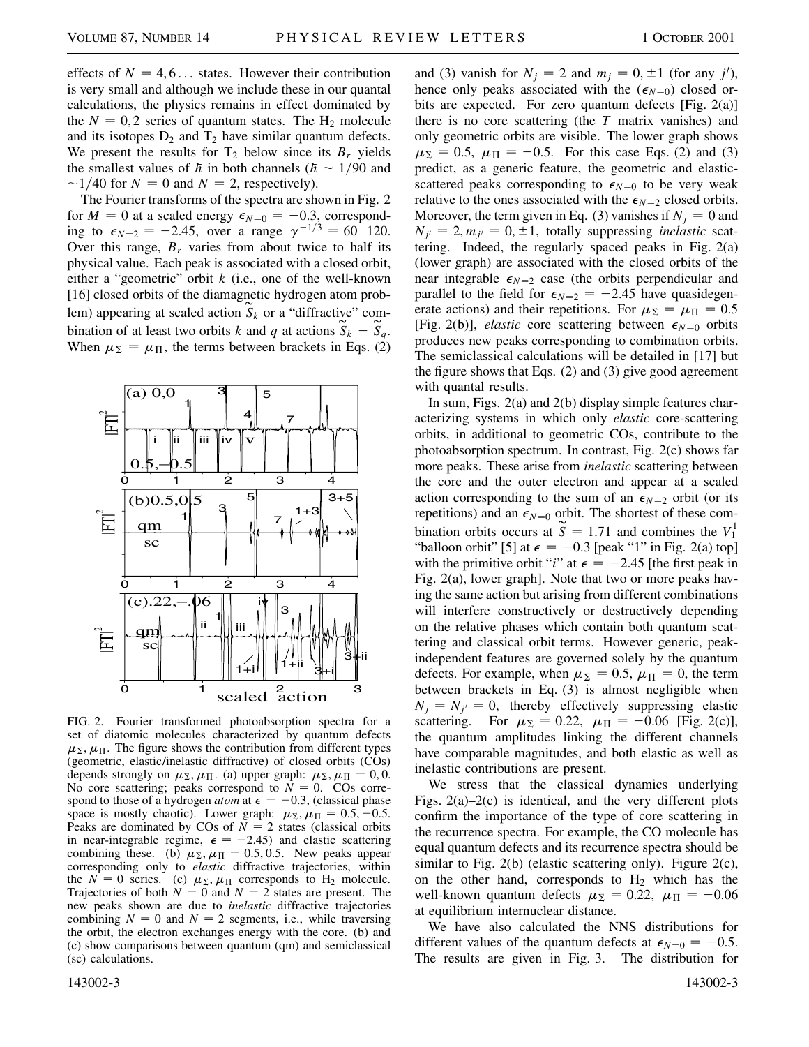effects of $N = 4, 6\ldots$ states. However their contribution is very small and although we include these in our quantal calculations, the physics remains in effect dominated by the $N = 0, 2$ series of quantum states. The $H_2$ molecule and its isotopes $D_2$ and $T_2$ have similar quantum defects. We present the results for $T_2$ below since its $B_r$ yields the smallest values of $\hbar$ in both channels ($\hbar \sim 1/90$ and $\sim 1/40$ for $N = 0$ and $N = 2$, respectively).

The Fourier transforms of the spectra are shown in Fig. 2 for $M = 0$ at a scaled energy $\epsilon_{N=0} = -0.3$, corresponding to $\epsilon_{N=2} = -2.45$, over a range $\gamma^{-1/3} = 60$–$120$. Over this range, $B_r$ varies from about twice to half its physical value. Each peak is associated with a closed orbit, either a "geometric" orbit $k$ (i.e., one of the well-known [16] closed orbits of the diamagnetic hydrogen atom problem) appearing at scaled action $\tilde{S}_k$ or a "diffractive" combination of at least two orbits $k$ and $q$ at actions $\tilde{S}_k + \tilde{S}_q$. When $\mu_\Sigma = \mu_\Pi$, the terms between brackets in Eqs. (2) and (3) vanish for $N_j = 2$ and $m_j = 0, \pm 1$ (for any $j'$), hence only peaks associated with the ($\epsilon_{N=0}$) closed orbits are expected. For zero quantum defects [Fig. 2(a)] there is no core scattering (the $T$ matrix vanishes) and only geometric orbits are visible. The lower graph shows $\mu_\Sigma = 0.5$, $\mu_\Pi = -0.5$. For this case Eqs. (2) and (3) predict, as a generic feature, the geometric and elastic-scattered peaks corresponding to $\epsilon_{N=0}$ to be very weak relative to the ones associated with the $\epsilon_{N=2}$ closed orbits. Moreover, the term given in Eq. (3) vanishes if $N_j = 0$ and $N_{j'} = 2, m_{j'} = 0, \pm 1$, totally suppressing *inelastic* scattering. Indeed, the regularly spaced peaks in Fig. 2(a) (lower graph) are associated with the closed orbits of the near integrable $\epsilon_{N=2}$ case (the orbits perpendicular and parallel to the field for $\epsilon_{N=2} = -2.45$ have quasidegenerate actions) and their repetitions. For $\mu_\Sigma = \mu_\Pi = 0.5$ [Fig. 2(b)], *elastic* core scattering between $\epsilon_{N=0}$ orbits produces new peaks corresponding to combination orbits. The semiclassical calculations will be detailed in [17] but the figure shows that Eqs. (2) and (3) give good agreement with quantal results.

FIG. 2. Fourier transformed photoabsorption spectra for a set of diatomic molecules characterized by quantum defects $\mu_\Sigma, \mu_\Pi$. The figure shows the contribution from different types (geometric, elastic/inelastic diffractive) of closed orbits (COs) depends strongly on $\mu_\Sigma, \mu_\Pi$. (a) upper graph: $\mu_\Sigma, \mu_\Pi = 0, 0$. No core scattering; peaks correspond to $N = 0$. COs correspond to those of a hydrogen *atom* at $\epsilon = -0.3$, (classical phase space is mostly chaotic). Lower graph: $\mu_\Sigma, \mu_\Pi = 0.5, -0.5$. Peaks are dominated by COs of $N = 2$ states (classical orbits in near-integrable regime, $\epsilon = -2.45$) and elastic scattering combining these. (b) $\mu_\Sigma, \mu_\Pi = 0.5, 0.5$. New peaks appear corresponding only to *elastic* diffractive trajectories, within the $N = 0$ series. (c) $\mu_\Sigma, \mu_\Pi$ corresponds to $H_2$ molecule. Trajectories of both $N = 0$ and $N = 2$ states are present. The new peaks shown are due to *inelastic* diffractive trajectories combining $N = 0$ and $N = 2$ segments, i.e., while traversing the orbit, the electron exchanges energy with the core. (b) and (c) show comparisons between quantum (qm) and semiclassical (sc) calculations.

In sum, Figs. 2(a) and 2(b) display simple features characterizing systems in which only *elastic* core-scattering orbits, in additional to geometric COs, contribute to the photoabsorption spectrum. In contrast, Fig. 2(c) shows far more peaks. These arise from *inelastic* scattering between the core and the outer electron and appear at a scaled action corresponding to the sum of an $\epsilon_{N=2}$ orbit (or its repetitions) and an $\epsilon_{N=0}$ orbit. The shortest of these combination orbits occurs at $\tilde{S} = 1.71$ and combines the $V_1^1$ "balloon orbit" [5] at $\epsilon = -0.3$ [peak "1" in Fig. 2(a) top] with the primitive orbit "$i$" at $\epsilon = -2.45$ [the first peak in Fig. 2(a), lower graph]. Note that two or more peaks having the same action but arising from different combinations will interfere constructively or destructively depending on the relative phases which contain both quantum scattering and classical orbit terms. However generic, peak-independent features are governed solely by the quantum defects. For example, when $\mu_\Sigma = 0.5$, $\mu_\Pi = 0$, the term between brackets in Eq. (3) is almost negligible when $N_j = N_{j'} = 0$, thereby effectively suppressing elastic scattering. For $\mu_\Sigma = 0.22$, $\mu_\Pi = -0.06$ [Fig. 2(c)], the quantum amplitudes linking the different channels have comparable magnitudes, and both elastic as well as inelastic contributions are present.

We stress that the classical dynamics underlying Figs. 2(a)–2(c) is identical, and the very different plots confirm the importance of the type of core scattering in the recurrence spectra. For example, the CO molecule has equal quantum defects and its recurrence spectra should be similar to Fig. 2(b) (elastic scattering only). Figure 2(c), on the other hand, corresponds to $H_2$ which has the well-known quantum defects $\mu_\Sigma = 0.22$, $\mu_\Pi = -0.06$ at equilibrium internuclear distance.

We have also calculated the NNS distributions for different values of the quantum defects at $\epsilon_{N=0} = -0.5$. The results are given in Fig. 3. The distribution for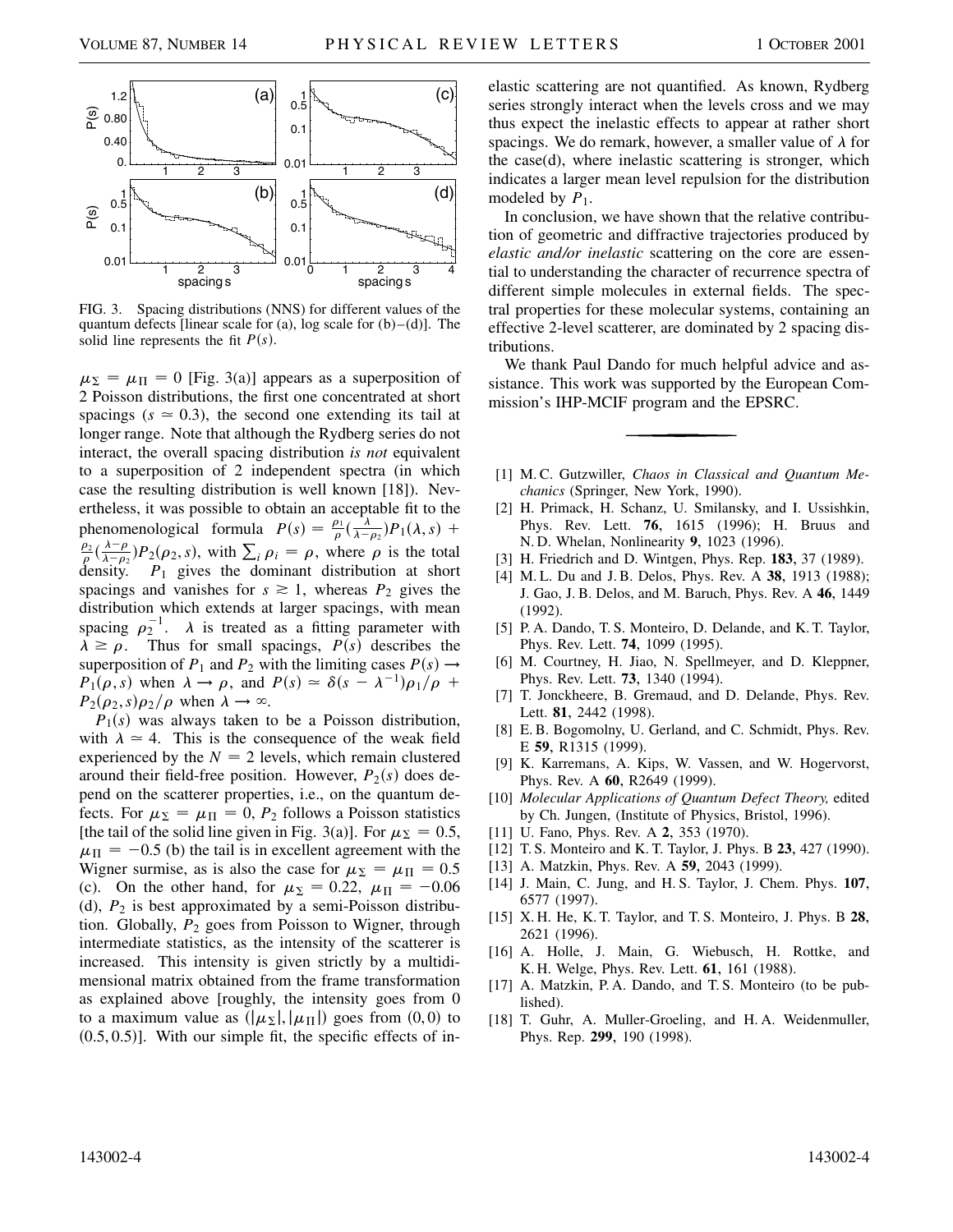(a)

(b)

(c)

(d)

P(s)

1.2

0.80

0.40

0.

1 2 3

1

0.5

0.1

0.01

spacing s

0 1 2 3 4

FIG. 3. Spacing distributions (NNS) for different values of the quantum defects [linear scale for (a), log scale for (b)–(d)]. The solid line represents the fit $P(s)$.

$\mu_\Sigma = \mu_\Pi = 0$ [Fig. 3(a)] appears as a superposition of 2 Poisson distributions, the first one concentrated at short spacings ($s \simeq 0.3$), the second one extending its tail at longer range. Note that although the Rydberg series do not interact, the overall spacing distribution *is not* equivalent to a superposition of 2 independent spectra (in which case the resulting distribution is well known [18]). Nevertheless, it was possible to obtain an acceptable fit to the phenomenological formula $P(s) = \frac{\rho_1}{\rho}(\frac{\lambda}{\lambda - \rho_2})P_1(\lambda, s) + \frac{\rho_2}{\rho}(\frac{\lambda - \rho}{\lambda - \rho_2})P_2(\rho_2, s)$, with $\sum_i \rho_i = \rho$, where $\rho$ is the total density. $P_1$ gives the dominant distribution at short spacings and vanishes for $s \gtrsim 1$, whereas $P_2$ gives the distribution which extends at larger spacings, with mean spacing $\rho_2^{-1}$. $\lambda$ is treated as a fitting parameter with $\lambda \geq \rho$. Thus for small spacings, $P(s)$ describes the superposition of $P_1$ and $P_2$ with the limiting cases $P(s) \to P_1(\rho, s)$ when $\lambda \to \rho$, and $P(s) \simeq \delta(s - \lambda^{-1})\rho_1/\rho + P_2(\rho_2, s)\rho_2/\rho$ when $\lambda \to \infty$.

$P_1(s)$ was always taken to be a Poisson distribution, with $\lambda \simeq 4$. This is the consequence of the weak field experienced by the $N = 2$ levels, which remain clustered around their field-free position. However, $P_2(s)$ does depend on the scatterer properties, i.e., on the quantum defects. For $\mu_\Sigma = \mu_\Pi = 0$, $P_2$ follows a Poisson statistics [the tail of the solid line given in Fig. 3(a)]. For $\mu_\Sigma = 0.5$, $\mu_\Pi = -0.5$ (b) the tail is in excellent agreement with the Wigner surmise, as is also the case for $\mu_\Sigma = \mu_\Pi = 0.5$ (c). On the other hand, for $\mu_\Sigma = 0.22$, $\mu_\Pi = -0.06$ (d), $P_2$ is best approximated by a semi-Poisson distribution. Globally, $P_2$ goes from Poisson to Wigner, through intermediate statistics, as the intensity of the scatterer is increased. This intensity is given strictly by a multidimensional matrix obtained from the frame transformation as explained above [roughly, the intensity goes from 0 to a maximum value as $(|\mu_\Sigma|, |\mu_\Pi|)$ goes from $(0, 0)$ to $(0.5, 0.5)$]. With our simple fit, the specific effects of inelastic scattering are not quantified. As known, Rydberg series strongly interact when the levels cross and we may thus expect the inelastic effects to appear at rather short spacings. We do remark, however, a smaller value of $\lambda$ for the case(d), where inelastic scattering is stronger, which indicates a larger mean level repulsion for the distribution modeled by $P_1$.

In conclusion, we have shown that the relative contribution of geometric and diffractive trajectories produced by *elastic and/or inelastic* scattering on the core are essential to understanding the character of recurrence spectra of different simple molecules in external fields. The spectral properties for these molecular systems, containing an effective 2-level scatterer, are dominated by 2 spacing distributions.

We thank Paul Dando for much helpful advice and assistance. This work was supported by the European Commission's IHP-MCIF program and the EPSRC.

---

[1] M. C. Gutzwiller, *Chaos in Classical and Quantum Mechanics* (Springer, New York, 1990).

[2] H. Primack, H. Schanz, U. Smilansky, and I. Ussishkin, Phys. Rev. Lett. **76**, 1615 (1996); H. Bruus and N. D. Whelan, Nonlinearity **9**, 1023 (1996).

[3] H. Friedrich and D. Wintgen, Phys. Rep. **183**, 37 (1989).

[4] M. L. Du and J. B. Delos, Phys. Rev. A **38**, 1913 (1988); J. Gao, J. B. Delos, and M. Baruch, Phys. Rev. A **46**, 1449 (1992).

[5] P. A. Dando, T. S. Monteiro, D. Delande, and K. T. Taylor, Phys. Rev. Lett. **74**, 1099 (1995).

[6] M. Courtney, H. Jiao, N. Spellmeyer, and D. Kleppner, Phys. Rev. Lett. **73**, 1340 (1994).

[7] T. Jonckheere, B. Gremaud, and D. Delande, Phys. Rev. Lett. **81**, 2442 (1998).

[8] E. B. Bogomolny, U. Gerland, and C. Schmidt, Phys. Rev. E **59**, R1315 (1999).

[9] K. Karremans, A. Kips, W. Vassen, and W. Hogervorst, Phys. Rev. A **60**, R2649 (1999).

[10] *Molecular Applications of Quantum Defect Theory,* edited by Ch. Jungen, (Institute of Physics, Bristol, 1996).

[11] U. Fano, Phys. Rev. A **2**, 353 (1970).

[12] T. S. Monteiro and K. T. Taylor, J. Phys. B **23**, 427 (1990).

[13] A. Matzkin, Phys. Rev. A **59**, 2043 (1999).

[14] J. Main, C. Jung, and H. S. Taylor, J. Chem. Phys. **107**, 6577 (1997).

[15] X. H. He, K. T. Taylor, and T. S. Monteiro, J. Phys. B **28**, 2621 (1996).

[16] A. Holle, J. Main, G. Wiebusch, H. Rottke, and K. H. Welge, Phys. Rev. Lett. **61**, 161 (1988).

[17] A. Matzkin, P. A. Dando, and T. S. Monteiro (to be published).

[18] T. Guhr, A. Muller-Groeling, and H. A. Weidenmuller, Phys. Rep. **299**, 190 (1998).